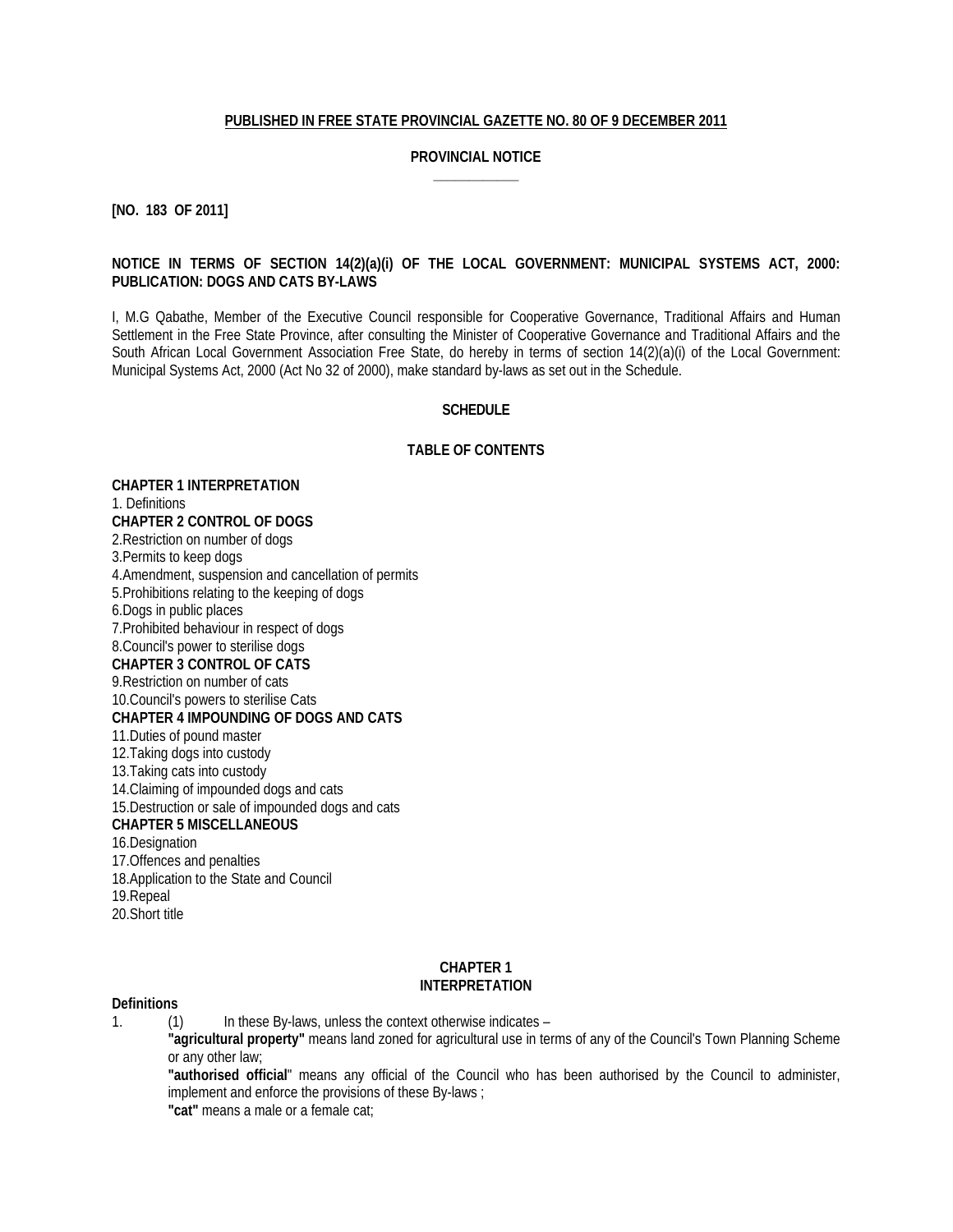**PUBLISHED IN FREE STATE PROVINCIAL GAZETTE NO. 80 OF 9 DECEMBER 2011**

**PROVINCIAL NOTICE**

**[NO. 183 OF 2011]**

**NOTICE IN TERMS OF SECTION 14(2)(a)(i) OF THE LOCAL GOVERNMENT: MUNICIPAL SYSTEMS ACT, 2000: PUBLICATION: DOGS AND CATS BY-LAWS**

I, M.G Qabathe, Member of the Executive Council responsible for Cooperative Governance, Traditional Affairs and Human Settlement in the Free State Province, after consulting the Minister of Cooperative Governance and Traditional Affairs and the South African Local Government Association Free State, do hereby in terms of section 14(2)(a)(i) of the Local Government: Municipal Systems Act, 2000 (Act No 32 of 2000), make standard by-laws as set out in the Schedule.

**SCHEDULE**

**TABLE OF CONTENTS**

**CHAPTER 1 INTERPRETATION**

1. Definitions

**CHAPTER 2 CONTROL OF DOGS**

2.Restriction on number of dogs
3.Permits to keep dogs
4.Amendment, suspension and cancellation of permits
5.Prohibitions relating to the keeping of dogs
6.Dogs in public places
7.Prohibited behaviour in respect of dogs
8.Council's power to sterilise dogs

**CHAPTER 3 CONTROL OF CATS**

9.Restriction on number of cats
10.Council's powers to sterilise Cats

**CHAPTER 4 IMPOUNDING OF DOGS AND CATS**

11.Duties of pound master
12.Taking dogs into custody
13.Taking cats into custody
14.Claiming of impounded dogs and cats
15.Destruction or sale of impounded dogs and cats

**CHAPTER 5 MISCELLANEOUS**

16.Designation
17.Offences and penalties
18.Application to the State and Council
19.Repeal
20.Short title

## CHAPTER 1
## INTERPRETATION

**Definitions**

1. (1) In these By-laws, unless the context otherwise indicates –

**"agricultural property"** means land zoned for agricultural use in terms of any of the Council's Town Planning Scheme or any other law;

**"authorised official"** means any official of the Council who has been authorised by the Council to administer, implement and enforce the provisions of these By-laws ;

**"cat"** means a male or a female cat;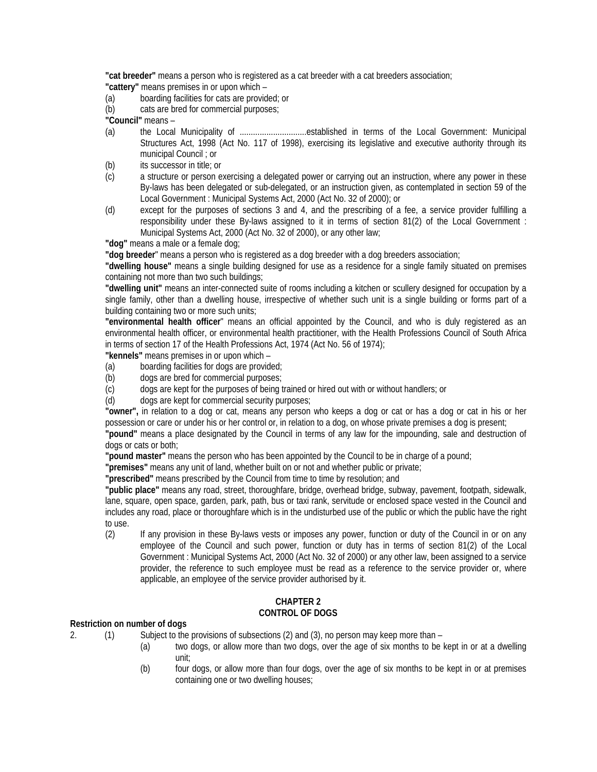**"cat breeder"** means a person who is registered as a cat breeder with a cat breeders association;

**"cattery"** means premises in or upon which –

(a) boarding facilities for cats are provided; or

(b) cats are bred for commercial purposes;

**"Council"** means –

(a) the Local Municipality of ..............................established in terms of the Local Government: Municipal Structures Act, 1998 (Act No. 117 of 1998), exercising its legislative and executive authority through its municipal Council ; or

(b) its successor in title; or

(c) a structure or person exercising a delegated power or carrying out an instruction, where any power in these By-laws has been delegated or sub-delegated, or an instruction given, as contemplated in section 59 of the Local Government : Municipal Systems Act, 2000 (Act No. 32 of 2000); or

(d) except for the purposes of sections 3 and 4, and the prescribing of a fee, a service provider fulfilling a responsibility under these By-laws assigned to it in terms of section 81(2) of the Local Government : Municipal Systems Act, 2000 (Act No. 32 of 2000), or any other law;

**"dog"** means a male or a female dog;

**"dog breeder**" means a person who is registered as a dog breeder with a dog breeders association;

**"dwelling house"** means a single building designed for use as a residence for a single family situated on premises containing not more than two such buildings;

**"dwelling unit"** means an inter-connected suite of rooms including a kitchen or scullery designed for occupation by a single family, other than a dwelling house, irrespective of whether such unit is a single building or forms part of a building containing two or more such units;

**"environmental health officer**" means an official appointed by the Council, and who is duly registered as an environmental health officer, or environmental health practitioner, with the Health Professions Council of South Africa in terms of section 17 of the Health Professions Act, 1974 (Act No. 56 of 1974);

**"kennels"** means premises in or upon which –

(a) boarding facilities for dogs are provided;

(b) dogs are bred for commercial purposes;

(c) dogs are kept for the purposes of being trained or hired out with or without handlers; or

(d) dogs are kept for commercial security purposes;

**"owner",** in relation to a dog or cat, means any person who keeps a dog or cat or has a dog or cat in his or her possession or care or under his or her control or, in relation to a dog, on whose private premises a dog is present;

**"pound"** means a place designated by the Council in terms of any law for the impounding, sale and destruction of dogs or cats or both;

**"pound master"** means the person who has been appointed by the Council to be in charge of a pound;

**"premises"** means any unit of land, whether built on or not and whether public or private;

**"prescribed"** means prescribed by the Council from time to time by resolution; and

**"public place"** means any road, street, thoroughfare, bridge, overhead bridge, subway, pavement, footpath, sidewalk, lane, square, open space, garden, park, path, bus or taxi rank, servitude or enclosed space vested in the Council and includes any road, place or thoroughfare which is in the undisturbed use of the public or which the public have the right to use.

(2) If any provision in these By-laws vests or imposes any power, function or duty of the Council in or on any employee of the Council and such power, function or duty has in terms of section 81(2) of the Local Government : Municipal Systems Act, 2000 (Act No. 32 of 2000) or any other law, been assigned to a service provider, the reference to such employee must be read as a reference to the service provider or, where applicable, an employee of the service provider authorised by it.

## CHAPTER 2
## CONTROL OF DOGS

**Restriction on number of dogs**

2. (1) Subject to the provisions of subsections (2) and (3), no person may keep more than –

(a) two dogs, or allow more than two dogs, over the age of six months to be kept in or at a dwelling unit;

(b) four dogs, or allow more than four dogs, over the age of six months to be kept in or at premises containing one or two dwelling houses;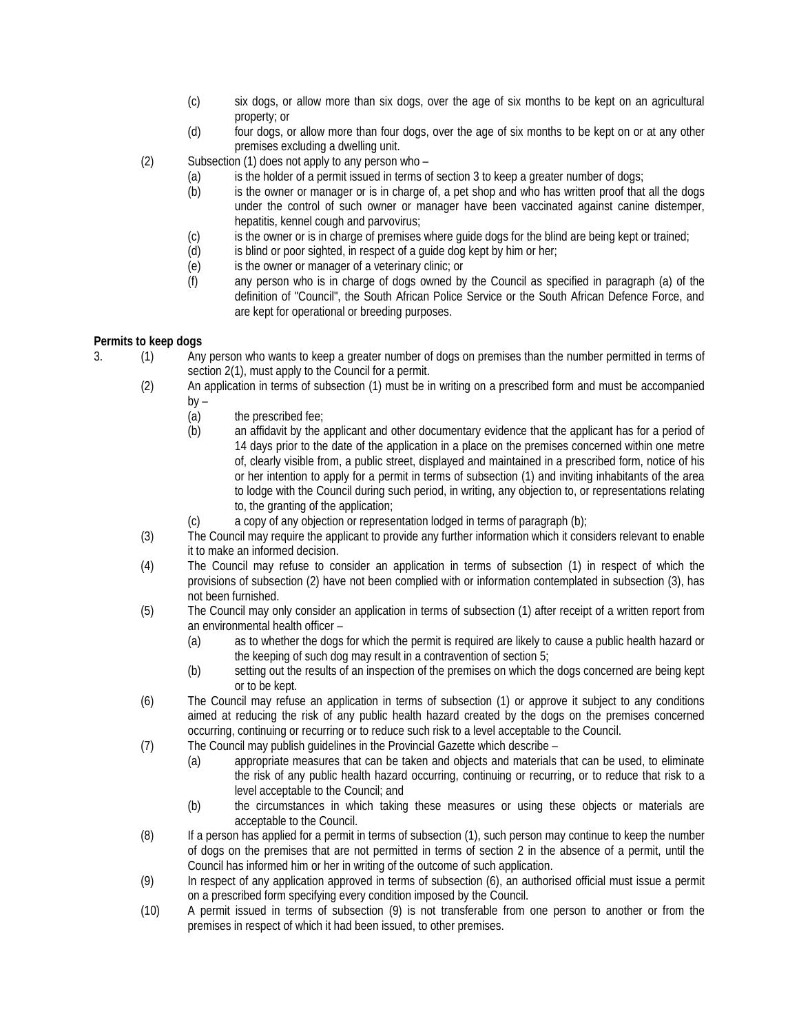(c) six dogs, or allow more than six dogs, over the age of six months to be kept on an agricultural property; or

(d) four dogs, or allow more than four dogs, over the age of six months to be kept on or at any other premises excluding a dwelling unit.

(2) Subsection (1) does not apply to any person who –

(a) is the holder of a permit issued in terms of section 3 to keep a greater number of dogs;

(b) is the owner or manager or is in charge of, a pet shop and who has written proof that all the dogs under the control of such owner or manager have been vaccinated against canine distemper, hepatitis, kennel cough and parvovirus;

(c) is the owner or is in charge of premises where guide dogs for the blind are being kept or trained;

(d) is blind or poor sighted, in respect of a guide dog kept by him or her;

(e) is the owner or manager of a veterinary clinic; or

(f) any person who is in charge of dogs owned by the Council as specified in paragraph (a) of the definition of "Council", the South African Police Service or the South African Defence Force, and are kept for operational or breeding purposes.

**Permits to keep dogs**

3. (1) Any person who wants to keep a greater number of dogs on premises than the number permitted in terms of section 2(1), must apply to the Council for a permit.

(2) An application in terms of subsection (1) must be in writing on a prescribed form and must be accompanied by –

(a) the prescribed fee;

(b) an affidavit by the applicant and other documentary evidence that the applicant has for a period of 14 days prior to the date of the application in a place on the premises concerned within one metre of, clearly visible from, a public street, displayed and maintained in a prescribed form, notice of his or her intention to apply for a permit in terms of subsection (1) and inviting inhabitants of the area to lodge with the Council during such period, in writing, any objection to, or representations relating to, the granting of the application;

(c) a copy of any objection or representation lodged in terms of paragraph (b);

(3) The Council may require the applicant to provide any further information which it considers relevant to enable it to make an informed decision.

(4) The Council may refuse to consider an application in terms of subsection (1) in respect of which the provisions of subsection (2) have not been complied with or information contemplated in subsection (3), has not been furnished.

(5) The Council may only consider an application in terms of subsection (1) after receipt of a written report from an environmental health officer –

(a) as to whether the dogs for which the permit is required are likely to cause a public health hazard or the keeping of such dog may result in a contravention of section 5;

(b) setting out the results of an inspection of the premises on which the dogs concerned are being kept or to be kept.

(6) The Council may refuse an application in terms of subsection (1) or approve it subject to any conditions aimed at reducing the risk of any public health hazard created by the dogs on the premises concerned occurring, continuing or recurring or to reduce such risk to a level acceptable to the Council.

(7) The Council may publish guidelines in the Provincial Gazette which describe –

(a) appropriate measures that can be taken and objects and materials that can be used, to eliminate the risk of any public health hazard occurring, continuing or recurring, or to reduce that risk to a level acceptable to the Council; and

(b) the circumstances in which taking these measures or using these objects or materials are acceptable to the Council.

(8) If a person has applied for a permit in terms of subsection (1), such person may continue to keep the number of dogs on the premises that are not permitted in terms of section 2 in the absence of a permit, until the Council has informed him or her in writing of the outcome of such application.

(9) In respect of any application approved in terms of subsection (6), an authorised official must issue a permit on a prescribed form specifying every condition imposed by the Council.

(10) A permit issued in terms of subsection (9) is not transferable from one person to another or from the premises in respect of which it had been issued, to other premises.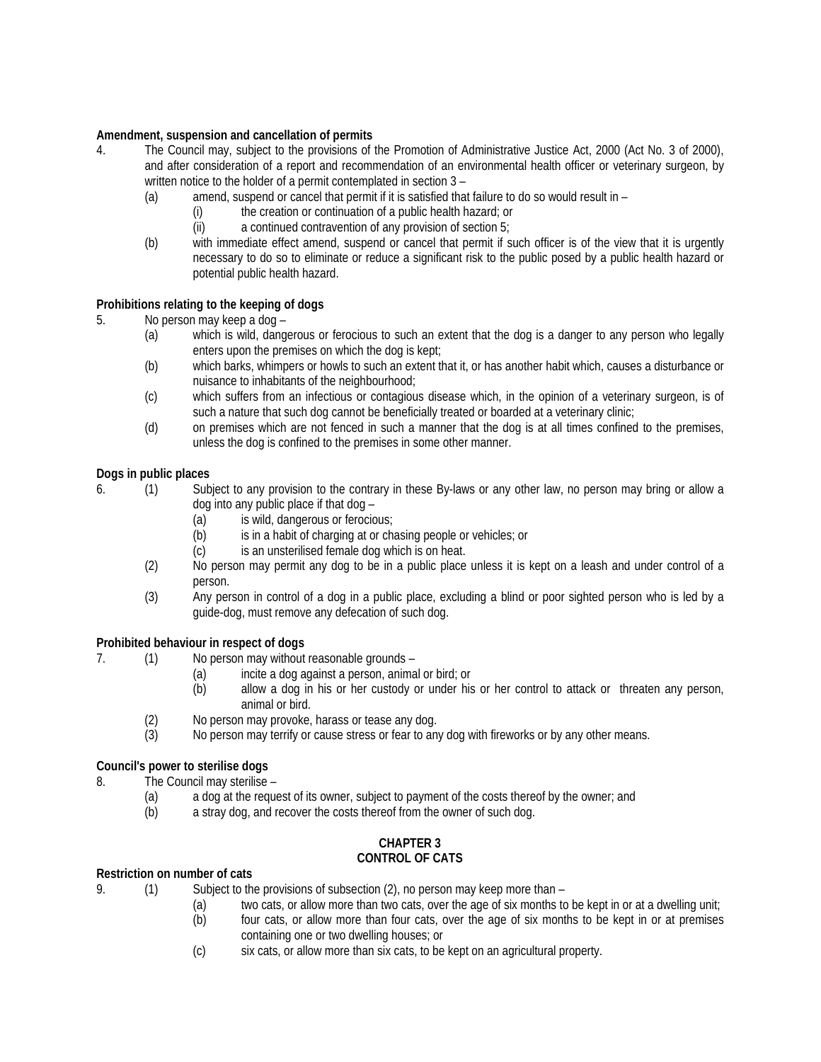**Amendment, suspension and cancellation of permits**

4. The Council may, subject to the provisions of the Promotion of Administrative Justice Act, 2000 (Act No. 3 of 2000), and after consideration of a report and recommendation of an environmental health officer or veterinary surgeon, by written notice to the holder of a permit contemplated in section 3 –
   - (a) amend, suspend or cancel that permit if it is satisfied that failure to do so would result in –
     - (i) the creation or continuation of a public health hazard; or
     - (ii) a continued contravention of any provision of section 5;
   - (b) with immediate effect amend, suspend or cancel that permit if such officer is of the view that it is urgently necessary to do so to eliminate or reduce a significant risk to the public posed by a public health hazard or potential public health hazard.

**Prohibitions relating to the keeping of dogs**

5. No person may keep a dog –
   - (a) which is wild, dangerous or ferocious to such an extent that the dog is a danger to any person who legally enters upon the premises on which the dog is kept;
   - (b) which barks, whimpers or howls to such an extent that it, or has another habit which, causes a disturbance or nuisance to inhabitants of the neighbourhood;
   - (c) which suffers from an infectious or contagious disease which, in the opinion of a veterinary surgeon, is of such a nature that such dog cannot be beneficially treated or boarded at a veterinary clinic;
   - (d) on premises which are not fenced in such a manner that the dog is at all times confined to the premises, unless the dog is confined to the premises in some other manner.

**Dogs in public places**

6. (1) Subject to any provision to the contrary in these By-laws or any other law, no person may bring or allow a dog into any public place if that dog –
   - (a) is wild, dangerous or ferocious;
   - (b) is in a habit of charging at or chasing people or vehicles; or
   - (c) is an unsterilised female dog which is on heat.

   (2) No person may permit any dog to be in a public place unless it is kept on a leash and under control of a person.

   (3) Any person in control of a dog in a public place, excluding a blind or poor sighted person who is led by a guide-dog, must remove any defecation of such dog.

**Prohibited behaviour in respect of dogs**

7. (1) No person may without reasonable grounds –
   - (a) incite a dog against a person, animal or bird; or
   - (b) allow a dog in his or her custody or under his or her control to attack or threaten any person, animal or bird.

   (2) No person may provoke, harass or tease any dog.

   (3) No person may terrify or cause stress or fear to any dog with fireworks or by any other means.

**Council's power to sterilise dogs**

8. The Council may sterilise –
   - (a) a dog at the request of its owner, subject to payment of the costs thereof by the owner; and
   - (b) a stray dog, and recover the costs thereof from the owner of such dog.

## CHAPTER 3
## CONTROL OF CATS

**Restriction on number of cats**

9. (1) Subject to the provisions of subsection (2), no person may keep more than –
   - (a) two cats, or allow more than two cats, over the age of six months to be kept in or at a dwelling unit;
   - (b) four cats, or allow more than four cats, over the age of six months to be kept in or at premises containing one or two dwelling houses; or
   - (c) six cats, or allow more than six cats, to be kept on an agricultural property.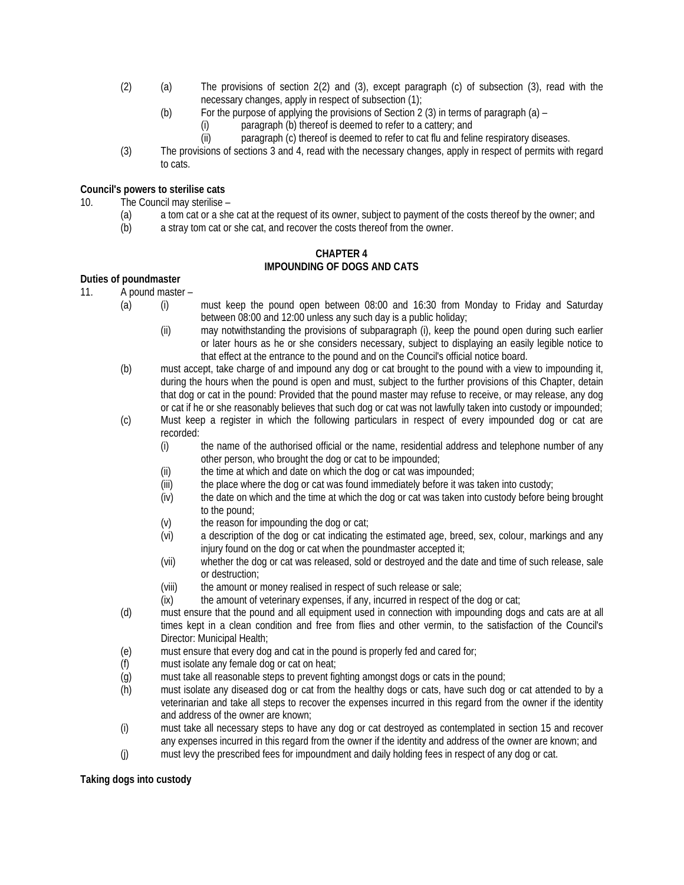(2) (a) The provisions of section 2(2) and (3), except paragraph (c) of subsection (3), read with the necessary changes, apply in respect of subsection (1);

(b) For the purpose of applying the provisions of Section 2 (3) in terms of paragraph (a) –

(i) paragraph (b) thereof is deemed to refer to a cattery; and

(ii) paragraph (c) thereof is deemed to refer to cat flu and feline respiratory diseases.

(3) The provisions of sections 3 and 4, read with the necessary changes, apply in respect of permits with regard to cats.

**Council's powers to sterilise cats**

10. The Council may sterilise –

(a) a tom cat or a she cat at the request of its owner, subject to payment of the costs thereof by the owner; and

(b) a stray tom cat or she cat, and recover the costs thereof from the owner.

## CHAPTER 4
## IMPOUNDING OF DOGS AND CATS

**Duties of poundmaster**

11. A pound master –

(a) (i) must keep the pound open between 08:00 and 16:30 from Monday to Friday and Saturday between 08:00 and 12:00 unless any such day is a public holiday;

(ii) may notwithstanding the provisions of subparagraph (i), keep the pound open during such earlier or later hours as he or she considers necessary, subject to displaying an easily legible notice to that effect at the entrance to the pound and on the Council's official notice board.

(b) must accept, take charge of and impound any dog or cat brought to the pound with a view to impounding it, during the hours when the pound is open and must, subject to the further provisions of this Chapter, detain that dog or cat in the pound: Provided that the pound master may refuse to receive, or may release, any dog or cat if he or she reasonably believes that such dog or cat was not lawfully taken into custody or impounded;

(c) Must keep a register in which the following particulars in respect of every impounded dog or cat are recorded:

(i) the name of the authorised official or the name, residential address and telephone number of any other person, who brought the dog or cat to be impounded;

(ii) the time at which and date on which the dog or cat was impounded;

(iii) the place where the dog or cat was found immediately before it was taken into custody;

(iv) the date on which and the time at which the dog or cat was taken into custody before being brought to the pound;

(v) the reason for impounding the dog or cat;

(vi) a description of the dog or cat indicating the estimated age, breed, sex, colour, markings and any injury found on the dog or cat when the poundmaster accepted it;

(vii) whether the dog or cat was released, sold or destroyed and the date and time of such release, sale or destruction;

(viii) the amount or money realised in respect of such release or sale;

(ix) the amount of veterinary expenses, if any, incurred in respect of the dog or cat;

(d) must ensure that the pound and all equipment used in connection with impounding dogs and cats are at all times kept in a clean condition and free from flies and other vermin, to the satisfaction of the Council's Director: Municipal Health;

(e) must ensure that every dog and cat in the pound is properly fed and cared for;

(f) must isolate any female dog or cat on heat;

(g) must take all reasonable steps to prevent fighting amongst dogs or cats in the pound;

(h) must isolate any diseased dog or cat from the healthy dogs or cats, have such dog or cat attended to by a veterinarian and take all steps to recover the expenses incurred in this regard from the owner if the identity and address of the owner are known;

(i) must take all necessary steps to have any dog or cat destroyed as contemplated in section 15 and recover any expenses incurred in this regard from the owner if the identity and address of the owner are known; and

(j) must levy the prescribed fees for impoundment and daily holding fees in respect of any dog or cat.

**Taking dogs into custody**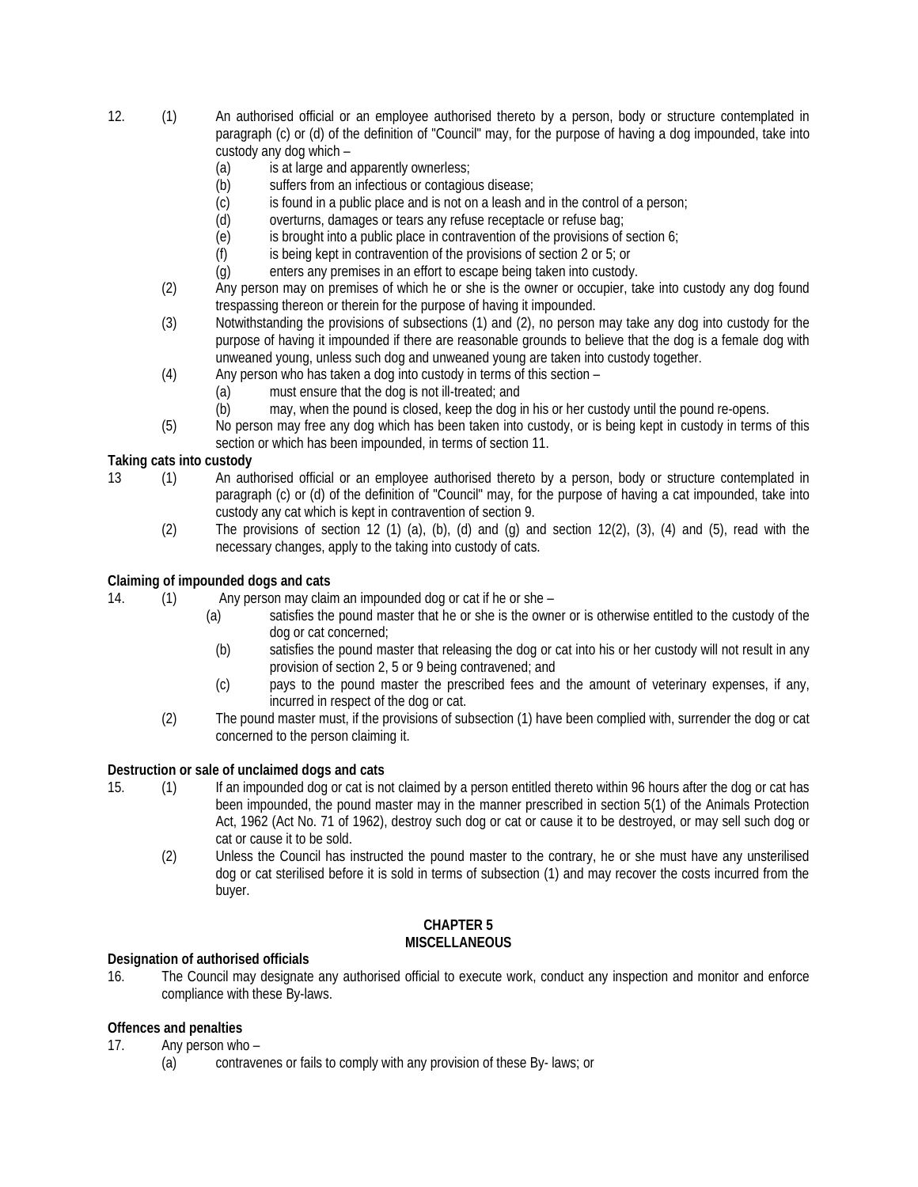12. (1) An authorised official or an employee authorised thereto by a person, body or structure contemplated in paragraph (c) or (d) of the definition of "Council" may, for the purpose of having a dog impounded, take into custody any dog which –
    (a) is at large and apparently ownerless;
    (b) suffers from an infectious or contagious disease;
    (c) is found in a public place and is not on a leash and in the control of a person;
    (d) overturns, damages or tears any refuse receptacle or refuse bag;
    (e) is brought into a public place in contravention of the provisions of section 6;
    (f) is being kept in contravention of the provisions of section 2 or 5; or
    (g) enters any premises in an effort to escape being taken into custody.

    (2) Any person may on premises of which he or she is the owner or occupier, take into custody any dog found trespassing thereon or therein for the purpose of having it impounded.

    (3) Notwithstanding the provisions of subsections (1) and (2), no person may take any dog into custody for the purpose of having it impounded if there are reasonable grounds to believe that the dog is a female dog with unweaned young, unless such dog and unweaned young are taken into custody together.

    (4) Any person who has taken a dog into custody in terms of this section –
    (a) must ensure that the dog is not ill-treated; and
    (b) may, when the pound is closed, keep the dog in his or her custody until the pound re-opens.

    (5) No person may free any dog which has been taken into custody, or is being kept in custody in terms of this section or which has been impounded, in terms of section 11.

**Taking cats into custody**

13 (1) An authorised official or an employee authorised thereto by a person, body or structure contemplated in paragraph (c) or (d) of the definition of "Council" may, for the purpose of having a cat impounded, take into custody any cat which is kept in contravention of section 9.

    (2) The provisions of section 12 (1) (a), (b), (d) and (g) and section 12(2), (3), (4) and (5), read with the necessary changes, apply to the taking into custody of cats.

**Claiming of impounded dogs and cats**

14. (1) Any person may claim an impounded dog or cat if he or she –
    (a) satisfies the pound master that he or she is the owner or is otherwise entitled to the custody of the dog or cat concerned;
    (b) satisfies the pound master that releasing the dog or cat into his or her custody will not result in any provision of section 2, 5 or 9 being contravened; and
    (c) pays to the pound master the prescribed fees and the amount of veterinary expenses, if any, incurred in respect of the dog or cat.

    (2) The pound master must, if the provisions of subsection (1) have been complied with, surrender the dog or cat concerned to the person claiming it.

**Destruction or sale of unclaimed dogs and cats**

15. (1) If an impounded dog or cat is not claimed by a person entitled thereto within 96 hours after the dog or cat has been impounded, the pound master may in the manner prescribed in section 5(1) of the Animals Protection Act, 1962 (Act No. 71 of 1962), destroy such dog or cat or cause it to be destroyed, or may sell such dog or cat or cause it to be sold.

    (2) Unless the Council has instructed the pound master to the contrary, he or she must have any unsterilised dog or cat sterilised before it is sold in terms of subsection (1) and may recover the costs incurred from the buyer.

## CHAPTER 5
## MISCELLANEOUS

**Designation of authorised officials**

16. The Council may designate any authorised official to execute work, conduct any inspection and monitor and enforce compliance with these By-laws.

**Offences and penalties**

17. Any person who –
    (a) contravenes or fails to comply with any provision of these By- laws; or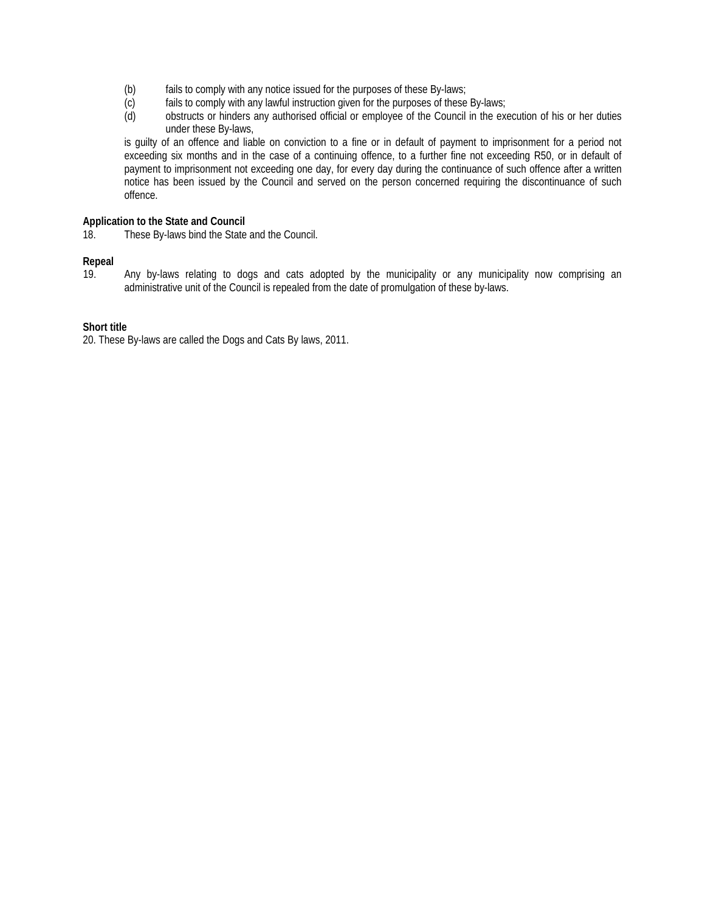(b) fails to comply with any notice issued for the purposes of these By-laws;

(c) fails to comply with any lawful instruction given for the purposes of these By-laws;

(d) obstructs or hinders any authorised official or employee of the Council in the execution of his or her duties under these By-laws,

is guilty of an offence and liable on conviction to a fine or in default of payment to imprisonment for a period not exceeding six months and in the case of a continuing offence, to a further fine not exceeding R50, or in default of payment to imprisonment not exceeding one day, for every day during the continuance of such offence after a written notice has been issued by the Council and served on the person concerned requiring the discontinuance of such offence.

**Application to the State and Council**

18. These By-laws bind the State and the Council.

**Repeal**

19. Any by-laws relating to dogs and cats adopted by the municipality or any municipality now comprising an administrative unit of the Council is repealed from the date of promulgation of these by-laws.

**Short title**

20. These By-laws are called the Dogs and Cats By laws, 2011.